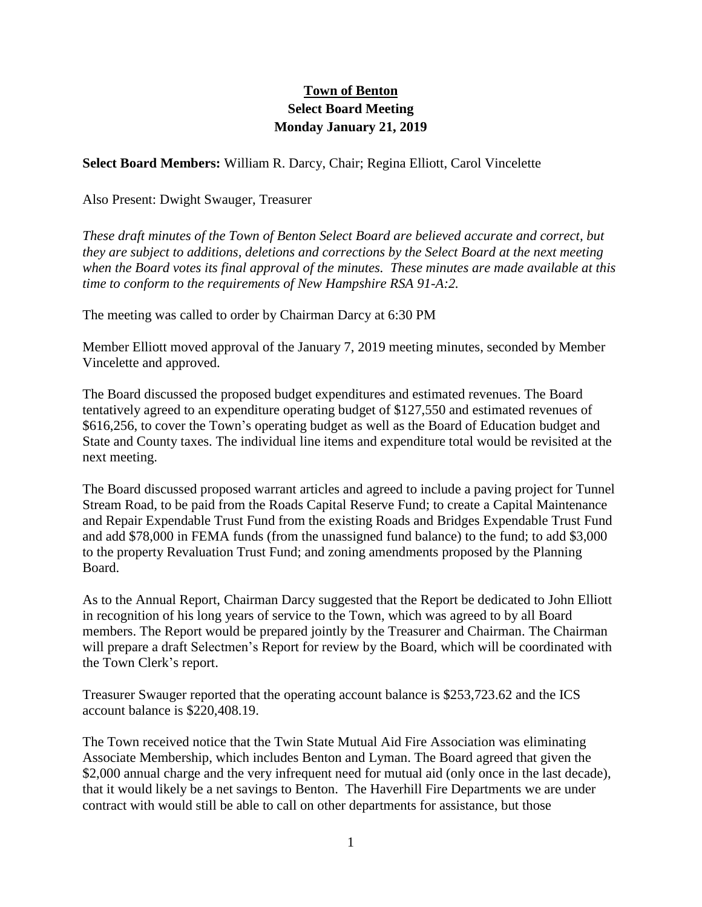# **Town of Benton**
## **Select Board Meeting**
## **Monday January 21, 2019**

**Select Board Members:** William R. Darcy, Chair; Regina Elliott, Carol Vincelette

Also Present: Dwight Swauger, Treasurer

*These draft minutes of the Town of Benton Select Board are believed accurate and correct, but they are subject to additions, deletions and corrections by the Select Board at the next meeting when the Board votes its final approval of the minutes. These minutes are made available at this time to conform to the requirements of New Hampshire RSA 91-A:2.*

The meeting was called to order by Chairman Darcy at 6:30 PM

Member Elliott moved approval of the January 7, 2019 meeting minutes, seconded by Member Vincelette and approved.

The Board discussed the proposed budget expenditures and estimated revenues. The Board tentatively agreed to an expenditure operating budget of $127,550 and estimated revenues of $616,256, to cover the Town's operating budget as well as the Board of Education budget and State and County taxes. The individual line items and expenditure total would be revisited at the next meeting.

The Board discussed proposed warrant articles and agreed to include a paving project for Tunnel Stream Road, to be paid from the Roads Capital Reserve Fund; to create a Capital Maintenance and Repair Expendable Trust Fund from the existing Roads and Bridges Expendable Trust Fund and add $78,000 in FEMA funds (from the unassigned fund balance) to the fund; to add $3,000 to the property Revaluation Trust Fund; and zoning amendments proposed by the Planning Board.

As to the Annual Report, Chairman Darcy suggested that the Report be dedicated to John Elliott in recognition of his long years of service to the Town, which was agreed to by all Board members. The Report would be prepared jointly by the Treasurer and Chairman. The Chairman will prepare a draft Selectmen's Report for review by the Board, which will be coordinated with the Town Clerk's report.

Treasurer Swauger reported that the operating account balance is $253,723.62 and the ICS account balance is $220,408.19.

The Town received notice that the Twin State Mutual Aid Fire Association was eliminating Associate Membership, which includes Benton and Lyman. The Board agreed that given the $2,000 annual charge and the very infrequent need for mutual aid (only once in the last decade), that it would likely be a net savings to Benton. The Haverhill Fire Departments we are under contract with would still be able to call on other departments for assistance, but those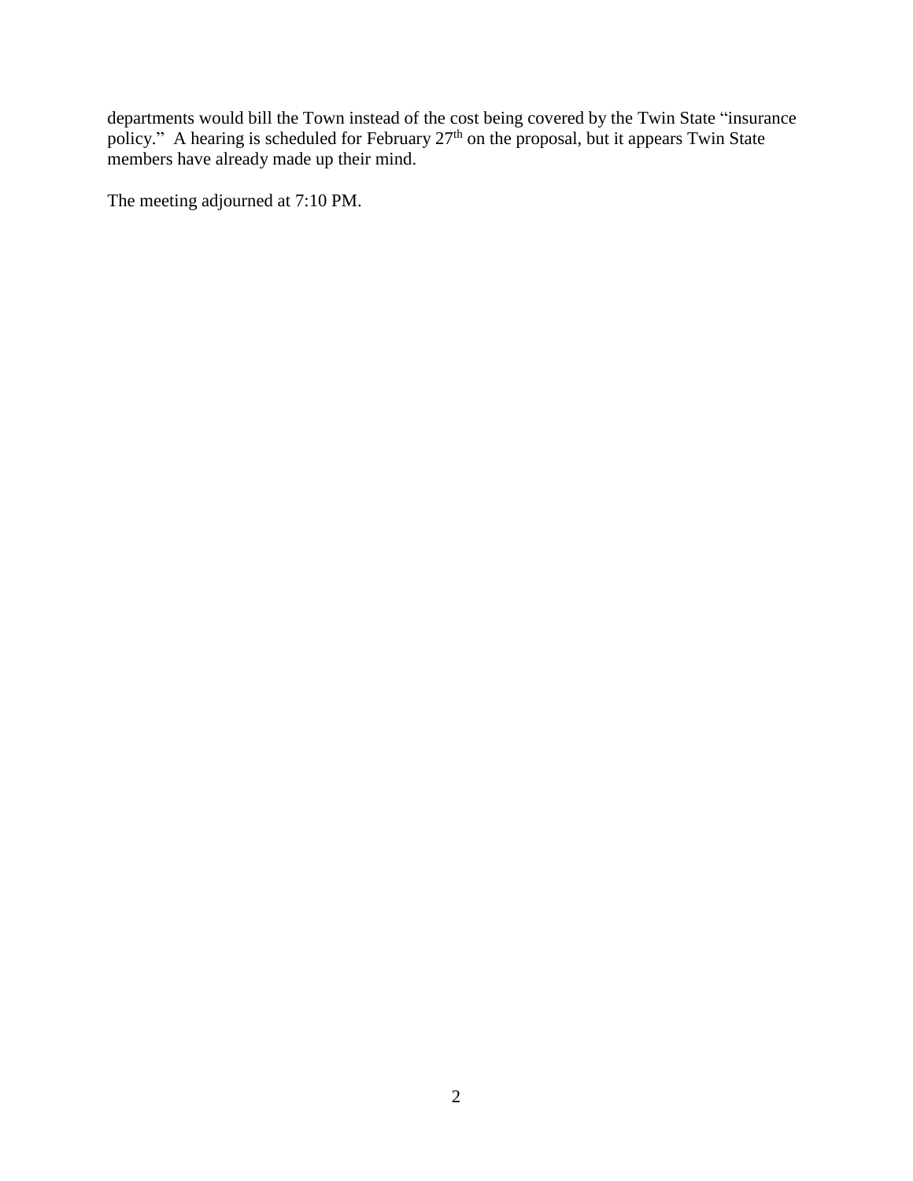departments would bill the Town instead of the cost being covered by the Twin State "insurance policy." A hearing is scheduled for February 27th on the proposal, but it appears Twin State members have already made up their mind.

The meeting adjourned at 7:10 PM.